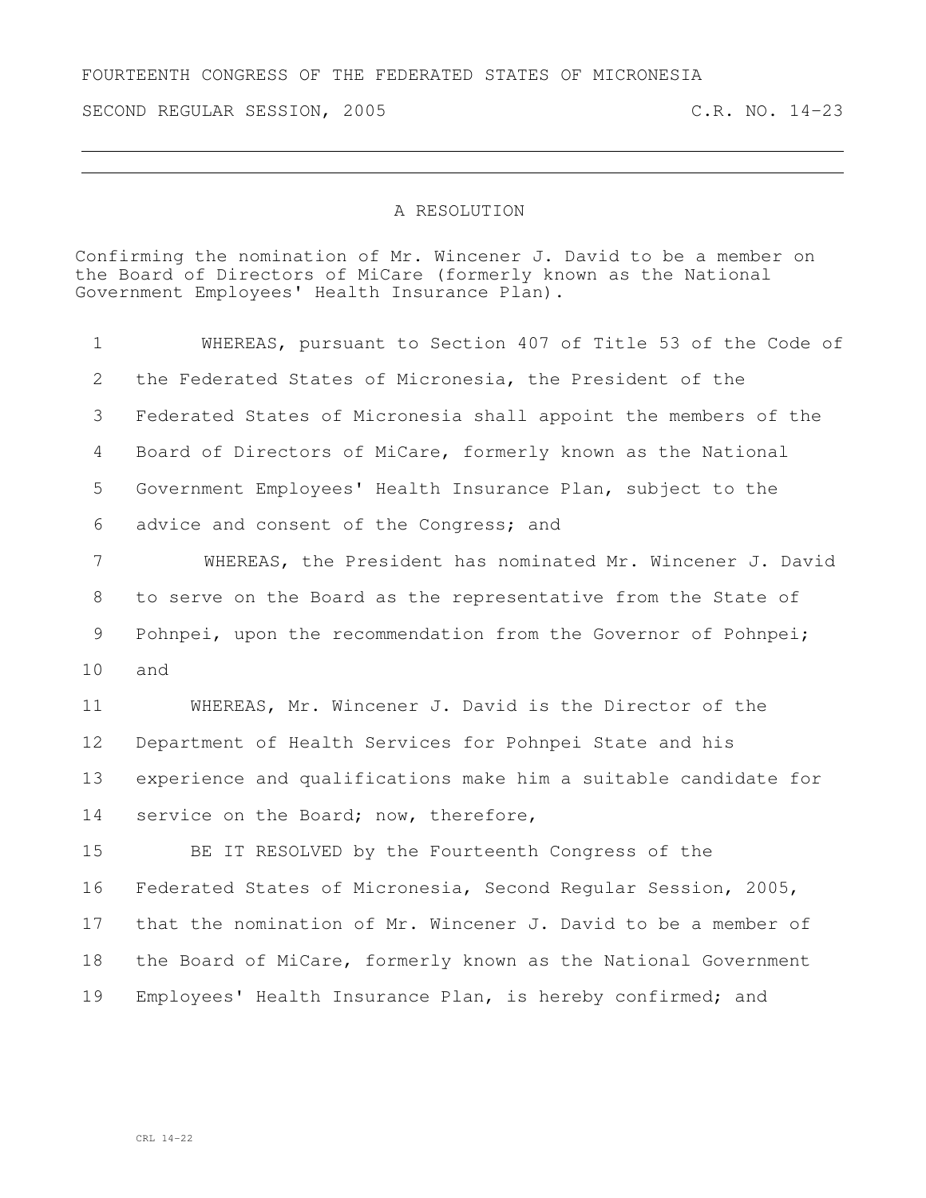FOURTEENTH CONGRESS OF THE FEDERATED STATES OF MICRONESIA

SECOND REGULAR SESSION, 2005 C.R. NO. 14-23

---

# A RESOLUTION

Confirming the nomination of Mr. Wincener J. David to be a member on the Board of Directors of MiCare (formerly known as the National Government Employees' Health Insurance Plan).

1 WHEREAS, pursuant to Section 407 of Title 53 of the Code of
2 the Federated States of Micronesia, the President of the
3 Federated States of Micronesia shall appoint the members of the
4 Board of Directors of MiCare, formerly known as the National
5 Government Employees' Health Insurance Plan, subject to the
6 advice and consent of the Congress; and
7 WHEREAS, the President has nominated Mr. Wincener J. David
8 to serve on the Board as the representative from the State of
9 Pohnpei, upon the recommendation from the Governor of Pohnpei;
10 and
11 WHEREAS, Mr. Wincener J. David is the Director of the
12 Department of Health Services for Pohnpei State and his
13 experience and qualifications make him a suitable candidate for
14 service on the Board; now, therefore,
15 BE IT RESOLVED by the Fourteenth Congress of the
16 Federated States of Micronesia, Second Regular Session, 2005,
17 that the nomination of Mr. Wincener J. David to be a member of
18 the Board of MiCare, formerly known as the National Government
19 Employees' Health Insurance Plan, is hereby confirmed; and

CRL 14-22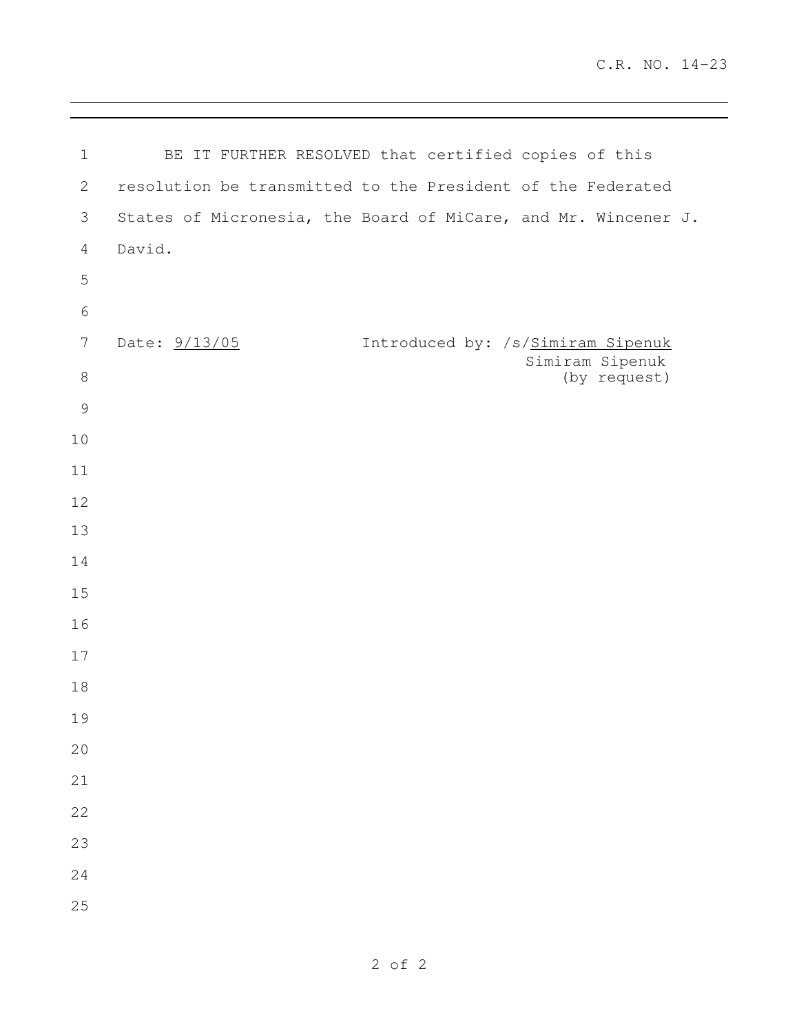BE IT FURTHER RESOLVED that certified copies of this resolution be transmitted to the President of the Federated States of Micronesia, the Board of MiCare, and Mr. Wincener J. David.

Date: 9/13/05

Introduced by: /s/Simiram Sipenuk
Simiram Sipenuk
(by request)